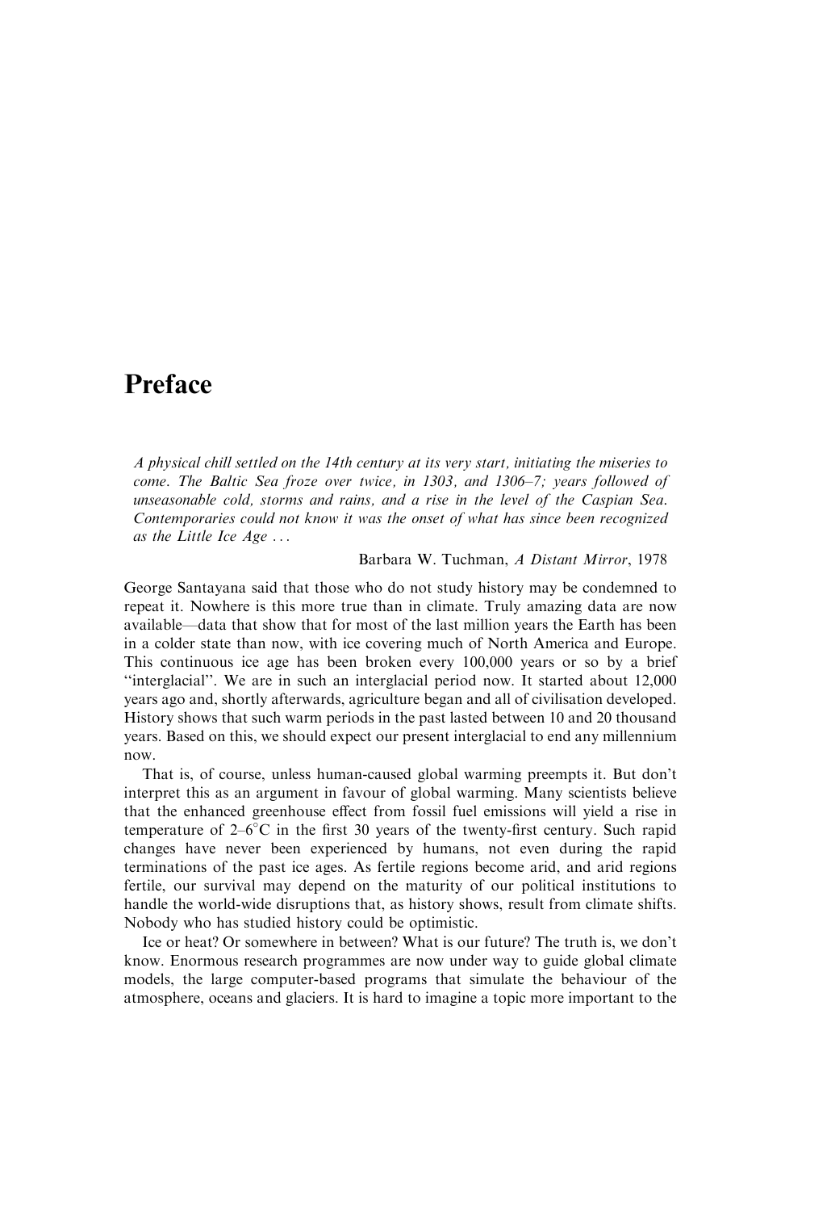# Preface

*A physical chill settled on the 14th century at its very start, initiating the miseries to come. The Baltic Sea froze over twice, in 1303, and 1306–7; years followed of unseasonable cold, storms and rains, and a rise in the level of the Caspian Sea. Contemporaries could not know it was the onset of what has since been recognized as the Little Ice Age . . .*

Barbara W. Tuchman, *A Distant Mirror*, 1978

George Santayana said that those who do not study history may be condemned to repeat it. Nowhere is this more true than in climate. Truly amazing data are now available—data that show that for most of the last million years the Earth has been in a colder state than now, with ice covering much of North America and Europe. This continuous ice age has been broken every 100,000 years or so by a brief "interglacial". We are in such an interglacial period now. It started about 12,000 years ago and, shortly afterwards, agriculture began and all of civilisation developed. History shows that such warm periods in the past lasted between 10 and 20 thousand years. Based on this, we should expect our present interglacial to end any millennium now.

That is, of course, unless human-caused global warming preempts it. But don't interpret this as an argument in favour of global warming. Many scientists believe that the enhanced greenhouse effect from fossil fuel emissions will yield a rise in temperature of 2–6°C in the first 30 years of the twenty-first century. Such rapid changes have never been experienced by humans, not even during the rapid terminations of the past ice ages. As fertile regions become arid, and arid regions fertile, our survival may depend on the maturity of our political institutions to handle the world-wide disruptions that, as history shows, result from climate shifts. Nobody who has studied history could be optimistic.

Ice or heat? Or somewhere in between? What is our future? The truth is, we don't know. Enormous research programmes are now under way to guide global climate models, the large computer-based programs that simulate the behaviour of the atmosphere, oceans and glaciers. It is hard to imagine a topic more important to the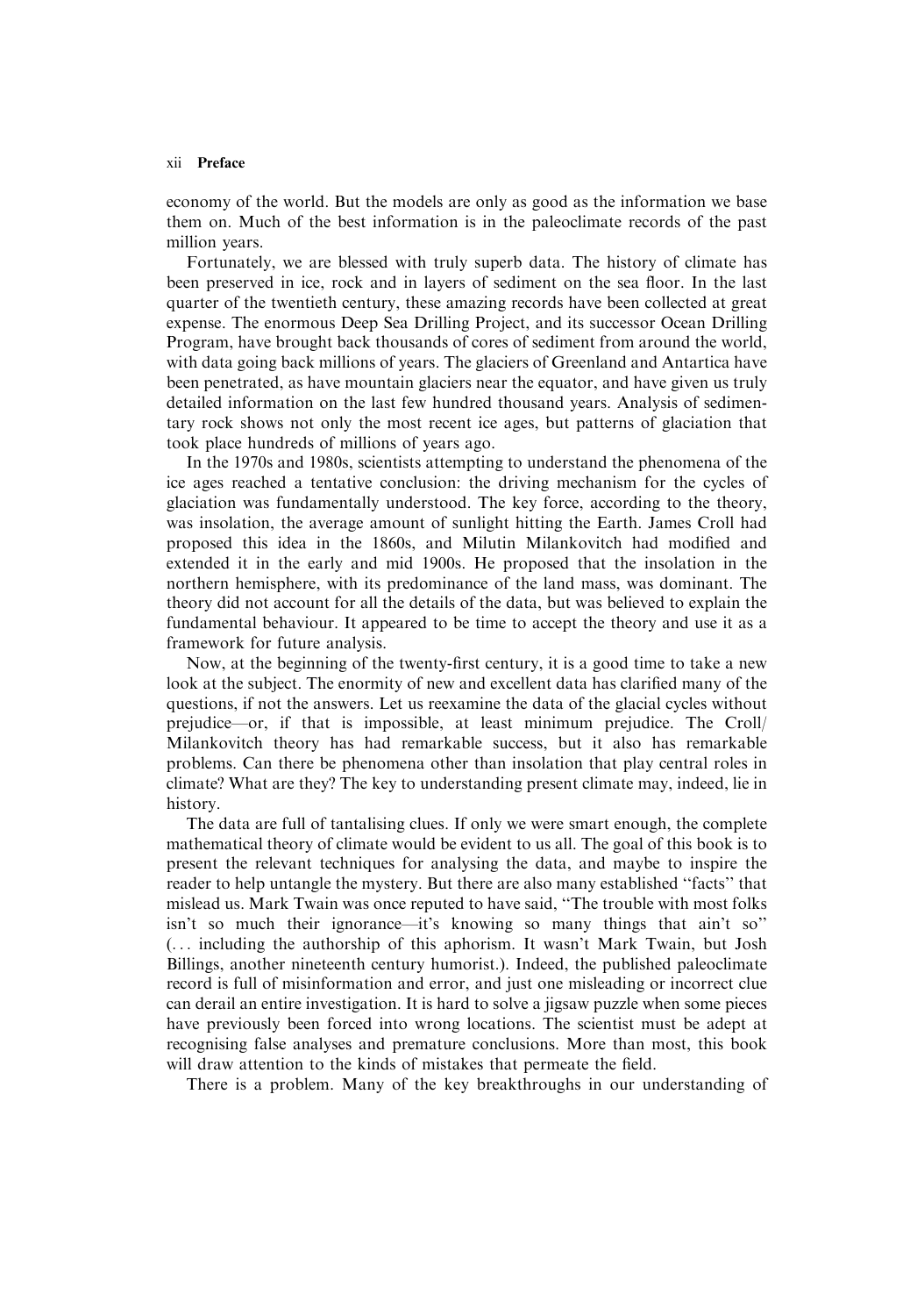economy of the world. But the models are only as good as the information we base them on. Much of the best information is in the paleoclimate records of the past million years.

Fortunately, we are blessed with truly superb data. The history of climate has been preserved in ice, rock and in layers of sediment on the sea floor. In the last quarter of the twentieth century, these amazing records have been collected at great expense. The enormous Deep Sea Drilling Project, and its successor Ocean Drilling Program, have brought back thousands of cores of sediment from around the world, with data going back millions of years. The glaciers of Greenland and Antartica have been penetrated, as have mountain glaciers near the equator, and have given us truly detailed information on the last few hundred thousand years. Analysis of sedimentary rock shows not only the most recent ice ages, but patterns of glaciation that took place hundreds of millions of years ago.

In the 1970s and 1980s, scientists attempting to understand the phenomena of the ice ages reached a tentative conclusion: the driving mechanism for the cycles of glaciation was fundamentally understood. The key force, according to the theory, was insolation, the average amount of sunlight hitting the Earth. James Croll had proposed this idea in the 1860s, and Milutin Milankovitch had modified and extended it in the early and mid 1900s. He proposed that the insolation in the northern hemisphere, with its predominance of the land mass, was dominant. The theory did not account for all the details of the data, but was believed to explain the fundamental behaviour. It appeared to be time to accept the theory and use it as a framework for future analysis.

Now, at the beginning of the twenty-first century, it is a good time to take a new look at the subject. The enormity of new and excellent data has clarified many of the questions, if not the answers. Let us reexamine the data of the glacial cycles without prejudice—or, if that is impossible, at least minimum prejudice. The Croll/Milankovitch theory has had remarkable success, but it also has remarkable problems. Can there be phenomena other than insolation that play central roles in climate? What are they? The key to understanding present climate may, indeed, lie in history.

The data are full of tantalising clues. If only we were smart enough, the complete mathematical theory of climate would be evident to us all. The goal of this book is to present the relevant techniques for analysing the data, and maybe to inspire the reader to help untangle the mystery. But there are also many established "facts" that mislead us. Mark Twain was once reputed to have said, "The trouble with most folks isn't so much their ignorance—it's knowing so many things that ain't so" (... including the authorship of this aphorism. It wasn't Mark Twain, but Josh Billings, another nineteenth century humorist.). Indeed, the published paleoclimate record is full of misinformation and error, and just one misleading or incorrect clue can derail an entire investigation. It is hard to solve a jigsaw puzzle when some pieces have previously been forced into wrong locations. The scientist must be adept at recognising false analyses and premature conclusions. More than most, this book will draw attention to the kinds of mistakes that permeate the field.

There is a problem. Many of the key breakthroughs in our understanding of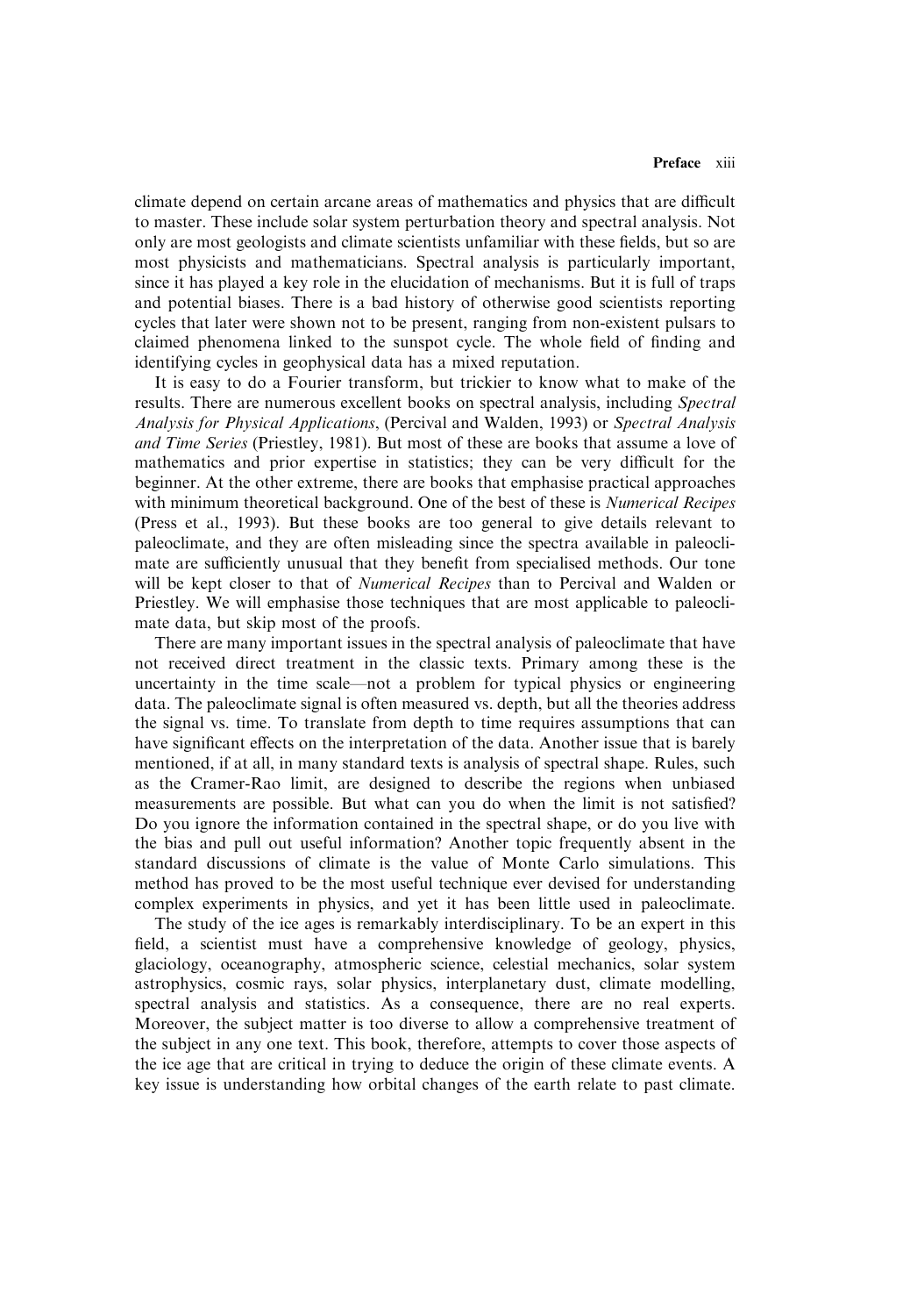climate depend on certain arcane areas of mathematics and physics that are difficult to master. These include solar system perturbation theory and spectral analysis. Not only are most geologists and climate scientists unfamiliar with these fields, but so are most physicists and mathematicians. Spectral analysis is particularly important, since it has played a key role in the elucidation of mechanisms. But it is full of traps and potential biases. There is a bad history of otherwise good scientists reporting cycles that later were shown not to be present, ranging from non-existent pulsars to claimed phenomena linked to the sunspot cycle. The whole field of finding and identifying cycles in geophysical data has a mixed reputation.

It is easy to do a Fourier transform, but trickier to know what to make of the results. There are numerous excellent books on spectral analysis, including *Spectral Analysis for Physical Applications*, (Percival and Walden, 1993) or *Spectral Analysis and Time Series* (Priestley, 1981). But most of these are books that assume a love of mathematics and prior expertise in statistics; they can be very difficult for the beginner. At the other extreme, there are books that emphasise practical approaches with minimum theoretical background. One of the best of these is *Numerical Recipes* (Press et al., 1993). But these books are too general to give details relevant to paleoclimate, and they are often misleading since the spectra available in paleoclimate are sufficiently unusual that they benefit from specialised methods. Our tone will be kept closer to that of *Numerical Recipes* than to Percival and Walden or Priestley. We will emphasise those techniques that are most applicable to paleoclimate data, but skip most of the proofs.

There are many important issues in the spectral analysis of paleoclimate that have not received direct treatment in the classic texts. Primary among these is the uncertainty in the time scale—not a problem for typical physics or engineering data. The paleoclimate signal is often measured vs. depth, but all the theories address the signal vs. time. To translate from depth to time requires assumptions that can have significant effects on the interpretation of the data. Another issue that is barely mentioned, if at all, in many standard texts is analysis of spectral shape. Rules, such as the Cramer-Rao limit, are designed to describe the regions when unbiased measurements are possible. But what can you do when the limit is not satisfied? Do you ignore the information contained in the spectral shape, or do you live with the bias and pull out useful information? Another topic frequently absent in the standard discussions of climate is the value of Monte Carlo simulations. This method has proved to be the most useful technique ever devised for understanding complex experiments in physics, and yet it has been little used in paleoclimate.

The study of the ice ages is remarkably interdisciplinary. To be an expert in this field, a scientist must have a comprehensive knowledge of geology, physics, glaciology, oceanography, atmospheric science, celestial mechanics, solar system astrophysics, cosmic rays, solar physics, interplanetary dust, climate modelling, spectral analysis and statistics. As a consequence, there are no real experts. Moreover, the subject matter is too diverse to allow a comprehensive treatment of the subject in any one text. This book, therefore, attempts to cover those aspects of the ice age that are critical in trying to deduce the origin of these climate events. A key issue is understanding how orbital changes of the earth relate to past climate.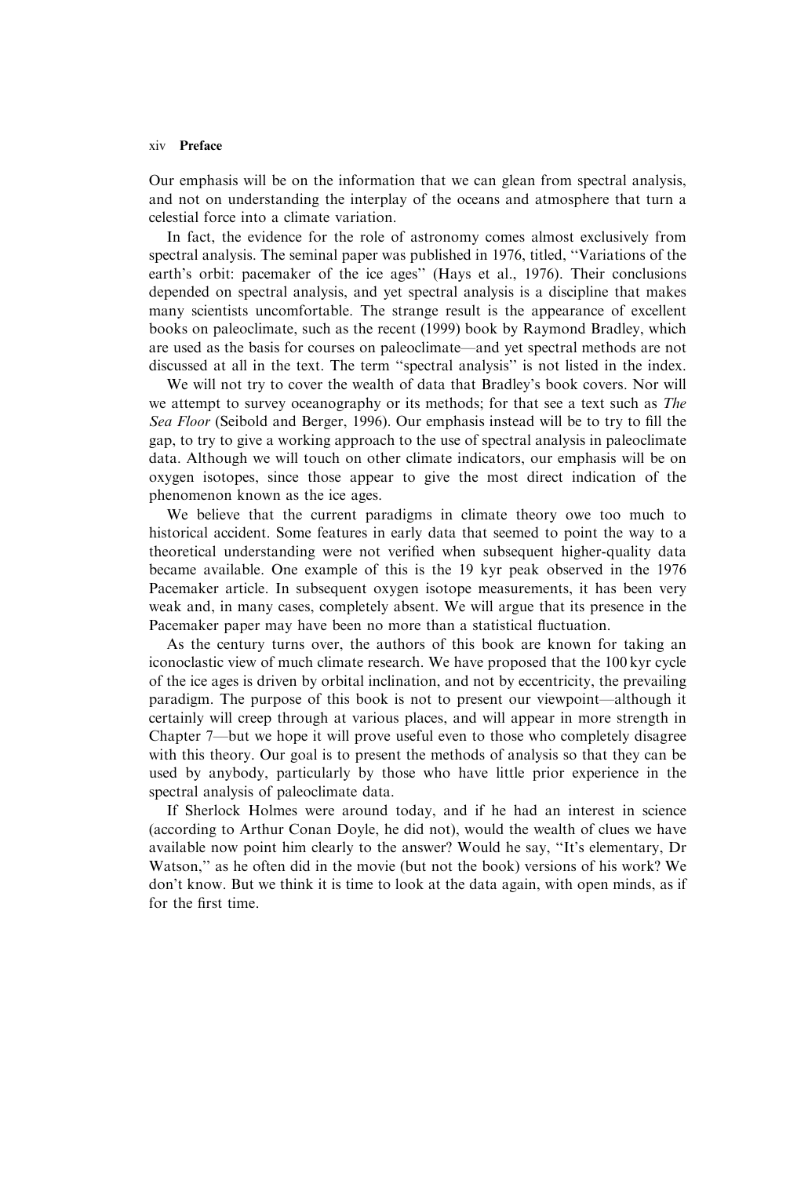Our emphasis will be on the information that we can glean from spectral analysis, and not on understanding the interplay of the oceans and atmosphere that turn a celestial force into a climate variation.

In fact, the evidence for the role of astronomy comes almost exclusively from spectral analysis. The seminal paper was published in 1976, titled, "Variations of the earth's orbit: pacemaker of the ice ages" (Hays et al., 1976). Their conclusions depended on spectral analysis, and yet spectral analysis is a discipline that makes many scientists uncomfortable. The strange result is the appearance of excellent books on paleoclimate, such as the recent (1999) book by Raymond Bradley, which are used as the basis for courses on paleoclimate—and yet spectral methods are not discussed at all in the text. The term "spectral analysis" is not listed in the index.

We will not try to cover the wealth of data that Bradley's book covers. Nor will we attempt to survey oceanography or its methods; for that see a text such as *The Sea Floor* (Seibold and Berger, 1996). Our emphasis instead will be to try to fill the gap, to try to give a working approach to the use of spectral analysis in paleoclimate data. Although we will touch on other climate indicators, our emphasis will be on oxygen isotopes, since those appear to give the most direct indication of the phenomenon known as the ice ages.

We believe that the current paradigms in climate theory owe too much to historical accident. Some features in early data that seemed to point the way to a theoretical understanding were not verified when subsequent higher-quality data became available. One example of this is the 19 kyr peak observed in the 1976 Pacemaker article. In subsequent oxygen isotope measurements, it has been very weak and, in many cases, completely absent. We will argue that its presence in the Pacemaker paper may have been no more than a statistical fluctuation.

As the century turns over, the authors of this book are known for taking an iconoclastic view of much climate research. We have proposed that the 100 kyr cycle of the ice ages is driven by orbital inclination, and not by eccentricity, the prevailing paradigm. The purpose of this book is not to present our viewpoint—although it certainly will creep through at various places, and will appear in more strength in Chapter 7—but we hope it will prove useful even to those who completely disagree with this theory. Our goal is to present the methods of analysis so that they can be used by anybody, particularly by those who have little prior experience in the spectral analysis of paleoclimate data.

If Sherlock Holmes were around today, and if he had an interest in science (according to Arthur Conan Doyle, he did not), would the wealth of clues we have available now point him clearly to the answer? Would he say, "It's elementary, Dr Watson," as he often did in the movie (but not the book) versions of his work? We don't know. But we think it is time to look at the data again, with open minds, as if for the first time.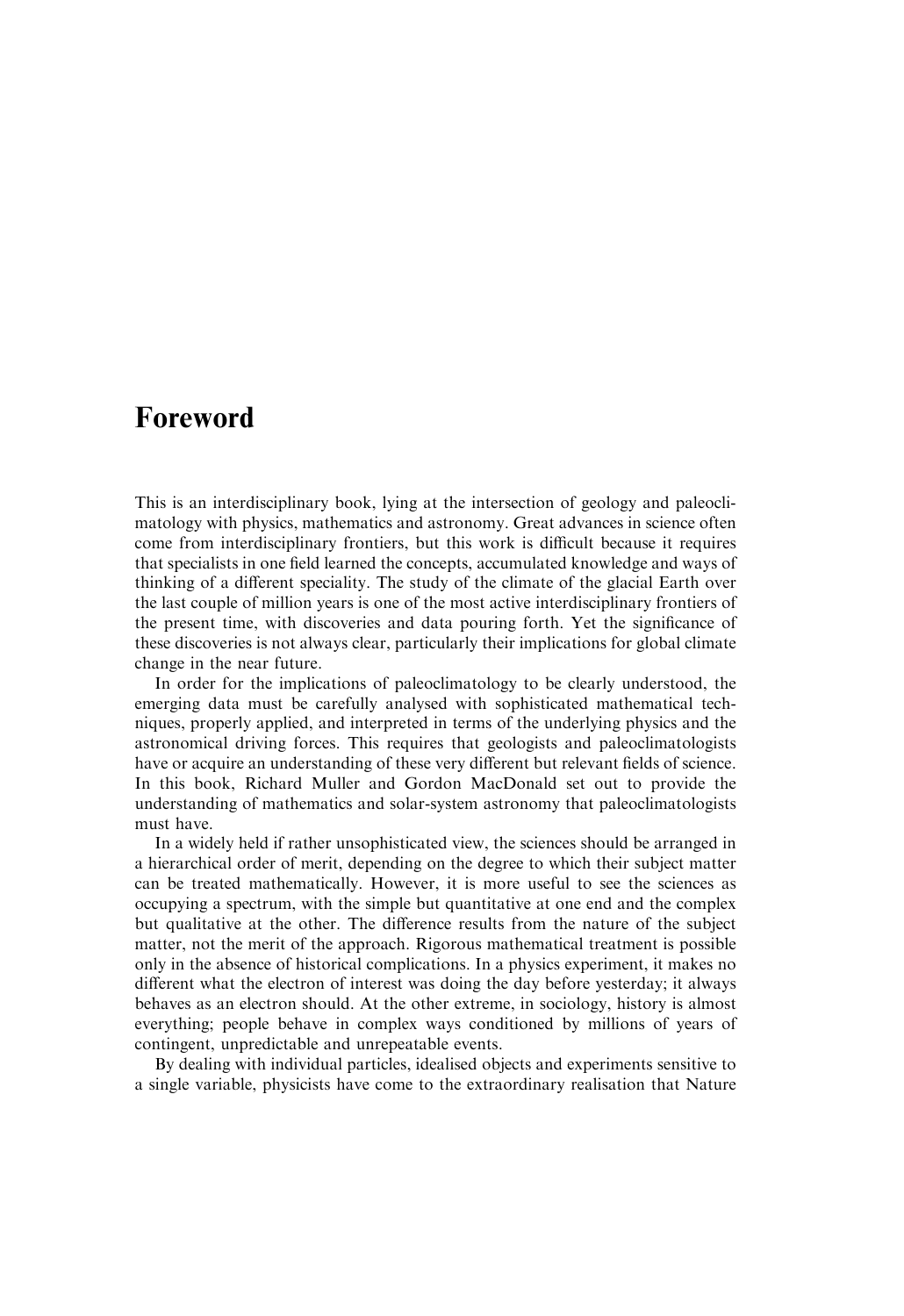# Foreword

This is an interdisciplinary book, lying at the intersection of geology and paleoclimatology with physics, mathematics and astronomy. Great advances in science often come from interdisciplinary frontiers, but this work is difficult because it requires that specialists in one field learned the concepts, accumulated knowledge and ways of thinking of a different speciality. The study of the climate of the glacial Earth over the last couple of million years is one of the most active interdisciplinary frontiers of the present time, with discoveries and data pouring forth. Yet the significance of these discoveries is not always clear, particularly their implications for global climate change in the near future.

In order for the implications of paleoclimatology to be clearly understood, the emerging data must be carefully analysed with sophisticated mathematical techniques, properly applied, and interpreted in terms of the underlying physics and the astronomical driving forces. This requires that geologists and paleoclimatologists have or acquire an understanding of these very different but relevant fields of science. In this book, Richard Muller and Gordon MacDonald set out to provide the understanding of mathematics and solar-system astronomy that paleoclimatologists must have.

In a widely held if rather unsophisticated view, the sciences should be arranged in a hierarchical order of merit, depending on the degree to which their subject matter can be treated mathematically. However, it is more useful to see the sciences as occupying a spectrum, with the simple but quantitative at one end and the complex but qualitative at the other. The difference results from the nature of the subject matter, not the merit of the approach. Rigorous mathematical treatment is possible only in the absence of historical complications. In a physics experiment, it makes no different what the electron of interest was doing the day before yesterday; it always behaves as an electron should. At the other extreme, in sociology, history is almost everything; people behave in complex ways conditioned by millions of years of contingent, unpredictable and unrepeatable events.

By dealing with individual particles, idealised objects and experiments sensitive to a single variable, physicists have come to the extraordinary realisation that Nature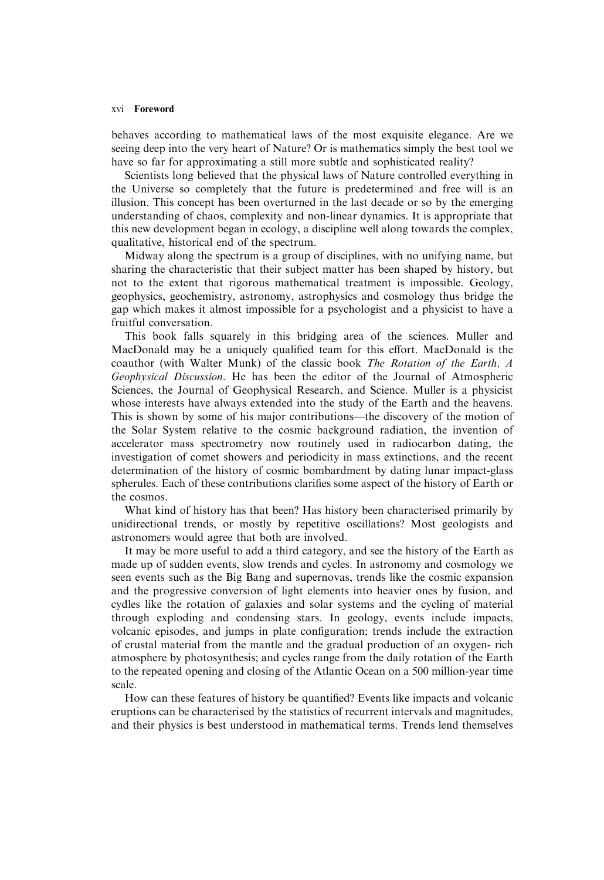behaves according to mathematical laws of the most exquisite elegance. Are we seeing deep into the very heart of Nature? Or is mathematics simply the best tool we have so far for approximating a still more subtle and sophisticated reality?

Scientists long believed that the physical laws of Nature controlled everything in the Universe so completely that the future is predetermined and free will is an illusion. This concept has been overturned in the last decade or so by the emerging understanding of chaos, complexity and non-linear dynamics. It is appropriate that this new development began in ecology, a discipline well along towards the complex, qualitative, historical end of the spectrum.

Midway along the spectrum is a group of disciplines, with no unifying name, but sharing the characteristic that their subject matter has been shaped by history, but not to the extent that rigorous mathematical treatment is impossible. Geology, geophysics, geochemistry, astronomy, astrophysics and cosmology thus bridge the gap which makes it almost impossible for a psychologist and a physicist to have a fruitful conversation.

This book falls squarely in this bridging area of the sciences. Muller and MacDonald may be a uniquely qualified team for this effort. MacDonald is the coauthor (with Walter Munk) of the classic book *The Rotation of the Earth, A Geophysical Discussion*. He has been the editor of the Journal of Atmospheric Sciences, the Journal of Geophysical Research, and Science. Muller is a physicist whose interests have always extended into the study of the Earth and the heavens. This is shown by some of his major contributions—the discovery of the motion of the Solar System relative to the cosmic background radiation, the invention of accelerator mass spectrometry now routinely used in radiocarbon dating, the investigation of comet showers and periodicity in mass extinctions, and the recent determination of the history of cosmic bombardment by dating lunar impact-glass spherules. Each of these contributions clarifies some aspect of the history of Earth or the cosmos.

What kind of history has that been? Has history been characterised primarily by unidirectional trends, or mostly by repetitive oscillations? Most geologists and astronomers would agree that both are involved.

It may be more useful to add a third category, and see the history of the Earth as made up of sudden events, slow trends and cycles. In astronomy and cosmology we seen events such as the Big Bang and supernovas, trends like the cosmic expansion and the progressive conversion of light elements into heavier ones by fusion, and cydles like the rotation of galaxies and solar systems and the cycling of material through exploding and condensing stars. In geology, events include impacts, volcanic episodes, and jumps in plate configuration; trends include the extraction of crustal material from the mantle and the gradual production of an oxygen- rich atmosphere by photosynthesis; and cycles range from the daily rotation of the Earth to the repeated opening and closing of the Atlantic Ocean on a 500 million-year time scale.

How can these features of history be quantified? Events like impacts and volcanic eruptions can be characterised by the statistics of recurrent intervals and magnitudes, and their physics is best understood in mathematical terms. Trends lend themselves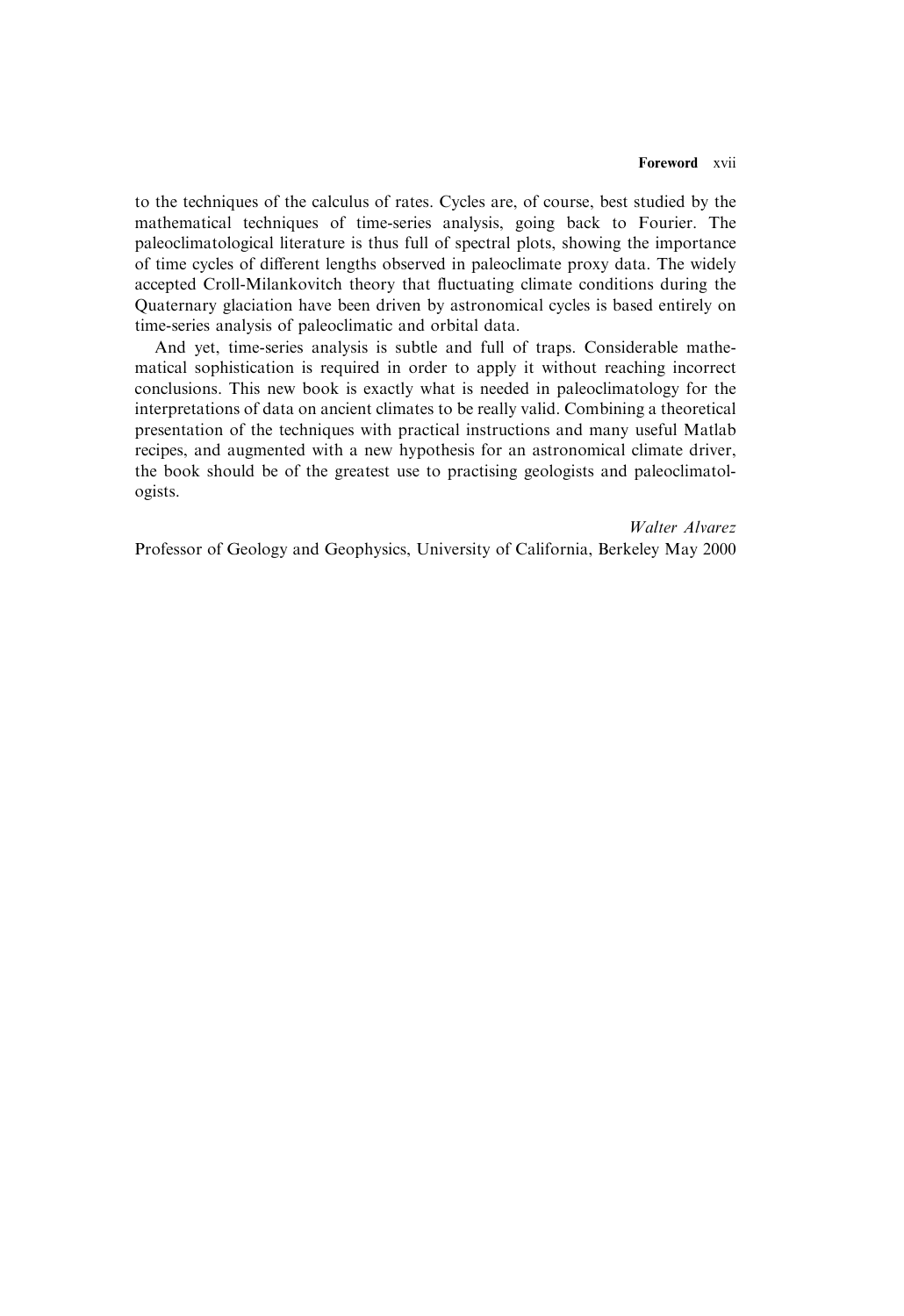to the techniques of the calculus of rates. Cycles are, of course, best studied by the mathematical techniques of time-series analysis, going back to Fourier. The paleoclimatological literature is thus full of spectral plots, showing the importance of time cycles of different lengths observed in paleoclimate proxy data. The widely accepted Croll-Milankovitch theory that fluctuating climate conditions during the Quaternary glaciation have been driven by astronomical cycles is based entirely on time-series analysis of paleoclimatic and orbital data.

And yet, time-series analysis is subtle and full of traps. Considerable mathematical sophistication is required in order to apply it without reaching incorrect conclusions. This new book is exactly what is needed in paleoclimatology for the interpretations of data on ancient climates to be really valid. Combining a theoretical presentation of the techniques with practical instructions and many useful Matlab recipes, and augmented with a new hypothesis for an astronomical climate driver, the book should be of the greatest use to practising geologists and paleoclimatologists.

*Walter Alvarez*

Professor of Geology and Geophysics, University of California, Berkeley May 2000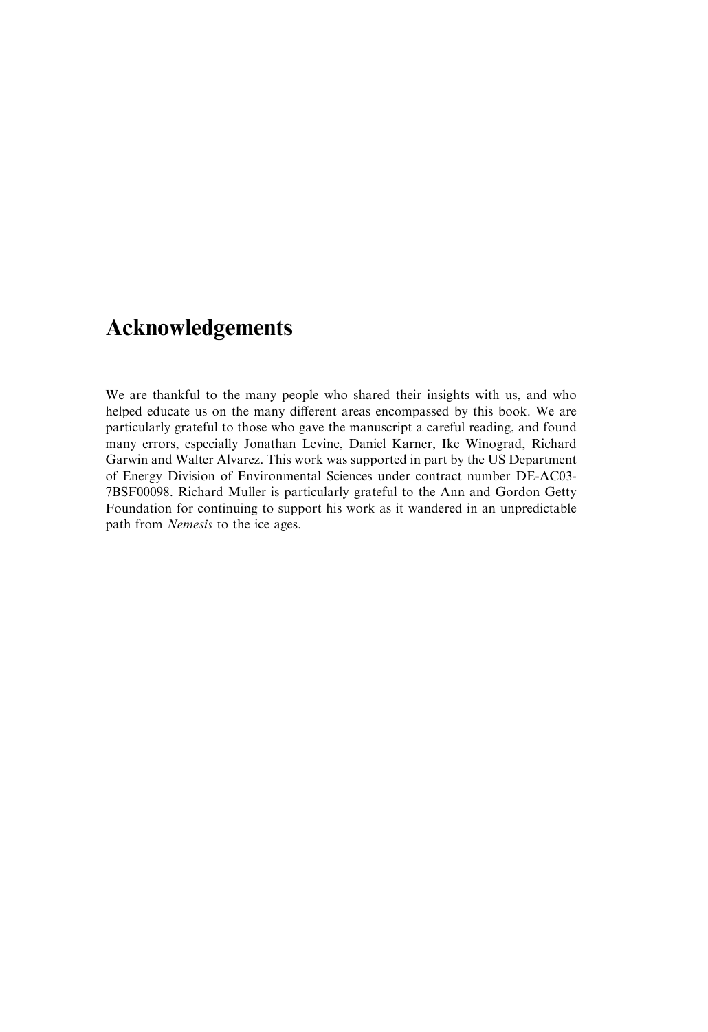# Acknowledgements

We are thankful to the many people who shared their insights with us, and who helped educate us on the many different areas encompassed by this book. We are particularly grateful to those who gave the manuscript a careful reading, and found many errors, especially Jonathan Levine, Daniel Karner, Ike Winograd, Richard Garwin and Walter Alvarez. This work was supported in part by the US Department of Energy Division of Environmental Sciences under contract number DE-AC03-7BSF00098. Richard Muller is particularly grateful to the Ann and Gordon Getty Foundation for continuing to support his work as it wandered in an unpredictable path from *Nemesis* to the ice ages.